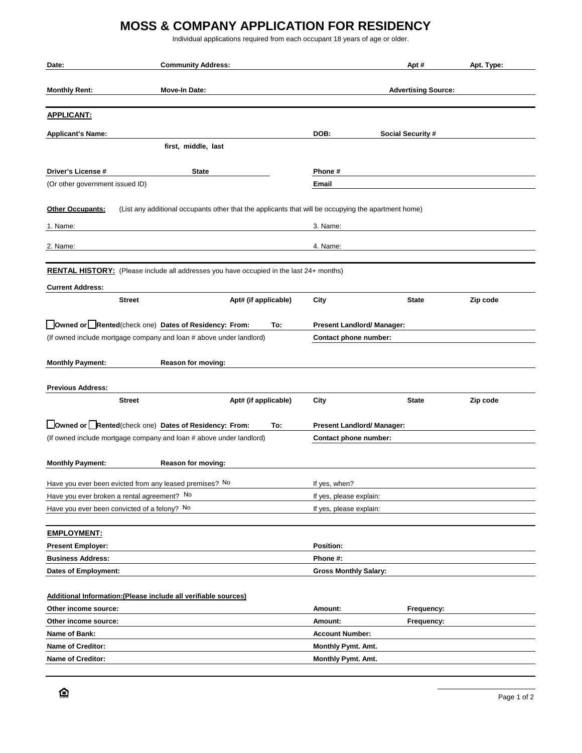# MOSS & COMPANY APPLICATION FOR RESIDENCY

Individual applications required from each occupant 18 years of age or older.

**Date:** **Community Address:** **Apt #** **Apt. Type:**

**Monthly Rent:** **Move-In Date:** **Advertising Source:**

## APPLICANT:

**Applicant's Name:** **DOB:** **Social Security #**

**first, middle, last**

**Driver's License #** **State** **Phone #**

(Or other government issued ID) **Email**

**Other Occupants:** (List any additional occupants other that the applicants that will be occupying the apartment home)

1. Name: 3. Name:

2. Name: 4. Name:

## RENTAL HISTORY: (Please include all addresses you have occupied in the last 24+ months)

**Current Address:**

**Street** **Apt# (if applicable)** **City** **State** **Zip code**

☐ **Owned or** ☐ **Rented** (check one) **Dates of Residency: From:** **To:** **Present Landlord/ Manager:**

(If owned include mortgage company and loan # above under landlord) **Contact phone number:**

**Monthly Payment:** **Reason for moving:**

**Previous Address:**

**Street** **Apt# (if applicable)** **City** **State** **Zip code**

☐ **Owned or** ☐ **Rented** (check one) **Dates of Residency: From:** **To:** **Present Landlord/ Manager:**

(If owned include mortgage company and loan # above under landlord) **Contact phone number:**

**Monthly Payment:** **Reason for moving:**

Have you ever been evicted from any leased premises? No If yes, when?

Have you ever broken a rental agreement? No If yes, please explain:

Have you ever been convicted of a felony? No If yes, please explain:

## EMPLOYMENT:

**Present Employer:** **Position:**

**Business Address:** **Phone #:**

**Dates of Employment:** **Gross Monthly Salary:**

**Additional Information:(Please include all verifiable sources)**

**Other income source:** **Amount:** **Frequency:**

**Other income source:** **Amount:** **Frequency:**

**Name of Bank:** **Account Number:**

**Name of Creditor:** **Monthly Pymt. Amt.**

**Name of Creditor:** **Monthly Pymt. Amt.**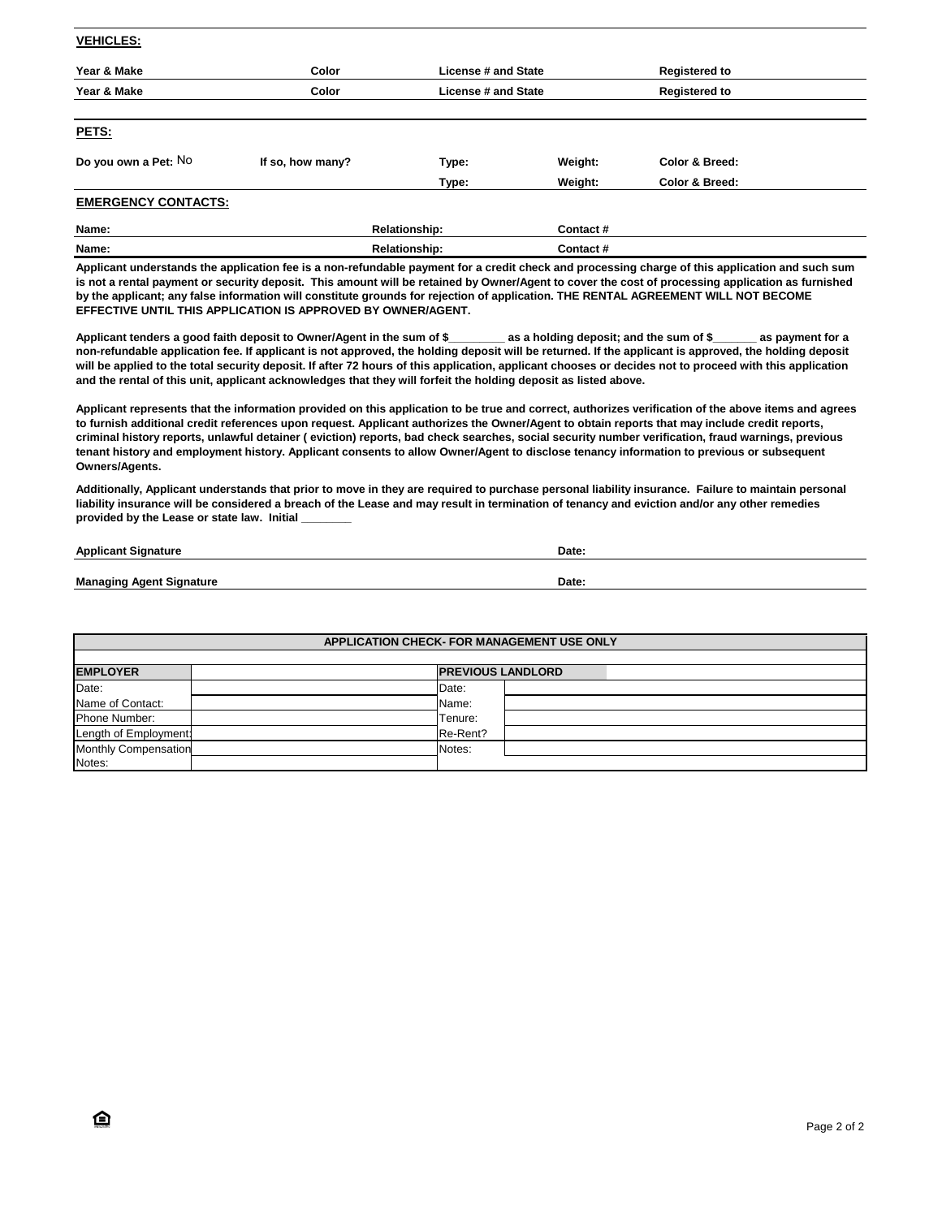**VEHICLES:**

| | | | |
|---|---|---|---|
| **Year & Make** | **Color** | **License # and State** | **Registered to** |
| **Year & Make** | **Color** | **License # and State** | **Registered to** |

**PETS:**

| | | | | |
|---|---|---|---|---|
| **Do you own a Pet:** No | **If so, how many?** | **Type:** | **Weight:** | **Color & Breed:** |
| | | **Type:** | **Weight:** | **Color & Breed:** |

**EMERGENCY CONTACTS:**

| | | |
|---|---|---|
| **Name:** | **Relationship:** | **Contact #** |
| **Name:** | **Relationship:** | **Contact #** |

**Applicant understands the application fee is a non-refundable payment for a credit check and processing charge of this application and such sum is not a rental payment or security deposit. This amount will be retained by Owner/Agent to cover the cost of processing application as furnished by the applicant; any false information will constitute grounds for rejection of application. THE RENTAL AGREEMENT WILL NOT BECOME EFFECTIVE UNTIL THIS APPLICATION IS APPROVED BY OWNER/AGENT.**

**Applicant tenders a good faith deposit to Owner/Agent in the sum of $_________ as a holding deposit; and the sum of $_______ as payment for a non-refundable application fee. If applicant is not approved, the holding deposit will be returned. If the applicant is approved, the holding deposit will be applied to the total security deposit. If after 72 hours of this application, applicant chooses or decides not to proceed with this application and the rental of this unit, applicant acknowledges that they will forfeit the holding deposit as listed above.**

**Applicant represents that the information provided on this application to be true and correct, authorizes verification of the above items and agrees to furnish additional credit references upon request. Applicant authorizes the Owner/Agent to obtain reports that may include credit reports, criminal history reports, unlawful detainer ( eviction) reports, bad check searches, social security number verification, fraud warnings, previous tenant history and employment history. Applicant consents to allow Owner/Agent to disclose tenancy information to previous or subsequent Owners/Agents.**

**Additionally, Applicant understands that prior to move in they are required to purchase personal liability insurance. Failure to maintain personal liability insurance will be considered a breach of the Lease and may result in termination of tenancy and eviction and/or any other remedies provided by the Lease or state law. Initial ________**

| | |
|---|---|
| **Applicant Signature** | **Date:** |
| **Managing Agent Signature** | **Date:** |

**APPLICATION CHECK- FOR MANAGEMENT USE ONLY**

| | | | |
|---|---|---|---|
| **EMPLOYER** | | **PREVIOUS LANDLORD** | |
| Date: | | Date: | |
| Name of Contact: | | Name: | |
| Phone Number: | | Tenure: | |
| Length of Employment: | | Re-Rent? | |
| Monthly Compensation | | Notes: | |
| Notes: | | | |